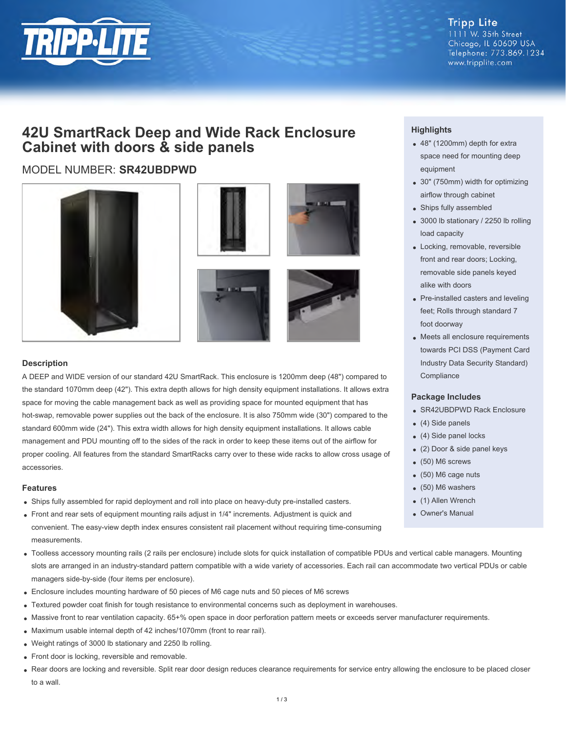Tripp Lite
1111 W. 35th Street
Chicago, IL 60609 USA
Telephone: 773.869.1234
www.tripplite.com

# 42U SmartRack Deep and Wide Rack Enclosure Cabinet with doors & side panels

MODEL NUMBER: **SR42UBDPWD**

## Description

A DEEP and WIDE version of our standard 42U SmartRack. This enclosure is 1200mm deep (48") compared to the standard 1070mm deep (42"). This extra depth allows for high density equipment installations. It allows extra space for moving the cable management back as well as providing space for mounted equipment that has hot-swap, removable power supplies out the back of the enclosure. It is also 750mm wide (30") compared to the standard 600mm wide (24"). This extra width allows for high density equipment installations. It allows cable management and PDU mounting off to the sides of the rack in order to keep these items out of the airflow for proper cooling. All features from the standard SmartRacks carry over to these wide racks to allow cross usage of accessories.

## Features

- Ships fully assembled for rapid deployment and roll into place on heavy-duty pre-installed casters.
- Front and rear sets of equipment mounting rails adjust in 1/4" increments. Adjustment is quick and convenient. The easy-view depth index ensures consistent rail placement without requiring time-consuming measurements.
- Toolless accessory mounting rails (2 rails per enclosure) include slots for quick installation of compatible PDUs and vertical cable managers. Mounting slots are arranged in an industry-standard pattern compatible with a wide variety of accessories. Each rail can accommodate two vertical PDUs or cable managers side-by-side (four items per enclosure).
- Enclosure includes mounting hardware of 50 pieces of M6 cage nuts and 50 pieces of M6 screws
- Textured powder coat finish for tough resistance to environmental concerns such as deployment in warehouses.
- Massive front to rear ventilation capacity. 65+% open space in door perforation pattern meets or exceeds server manufacturer requirements.
- Maximum usable internal depth of 42 inches/1070mm (front to rear rail).
- Weight ratings of 3000 lb stationary and 2250 lb rolling.
- Front door is locking, reversible and removable.
- Rear doors are locking and reversible. Split rear door design reduces clearance requirements for service entry allowing the enclosure to be placed closer to a wall.

## Highlights

- 48" (1200mm) depth for extra space need for mounting deep equipment
- 30" (750mm) width for optimizing airflow through cabinet
- Ships fully assembled
- 3000 lb stationary / 2250 lb rolling load capacity
- Locking, removable, reversible front and rear doors; Locking, removable side panels keyed alike with doors
- Pre-installed casters and leveling feet; Rolls through standard 7 foot doorway
- Meets all enclosure requirements towards PCI DSS (Payment Card Industry Data Security Standard) Compliance

## Package Includes

- SR42UBDPWD Rack Enclosure
- (4) Side panels
- (4) Side panel locks
- (2) Door & side panel keys
- (50) M6 screws
- (50) M6 cage nuts
- (50) M6 washers
- (1) Allen Wrench
- Owner's Manual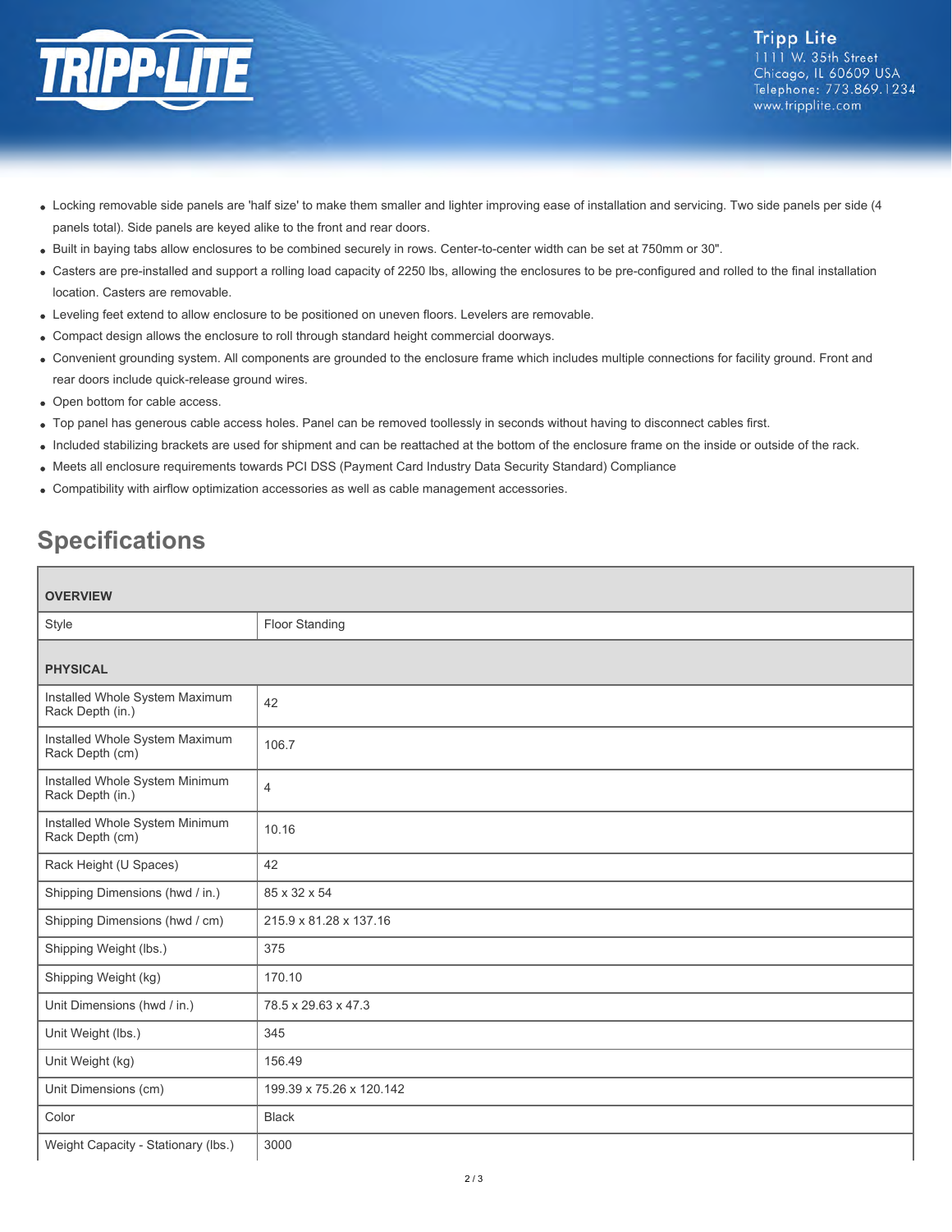- Locking removable side panels are 'half size' to make them smaller and lighter improving ease of installation and servicing. Two side panels per side (4 panels total). Side panels are keyed alike to the front and rear doors.
- Built in baying tabs allow enclosures to be combined securely in rows. Center-to-center width can be set at 750mm or 30".
- Casters are pre-installed and support a rolling load capacity of 2250 lbs, allowing the enclosures to be pre-configured and rolled to the final installation location. Casters are removable.
- Leveling feet extend to allow enclosure to be positioned on uneven floors. Levelers are removable.
- Compact design allows the enclosure to roll through standard height commercial doorways.
- Convenient grounding system. All components are grounded to the enclosure frame which includes multiple connections for facility ground. Front and rear doors include quick-release ground wires.
- Open bottom for cable access.
- Top panel has generous cable access holes. Panel can be removed toollessly in seconds without having to disconnect cables first.
- Included stabilizing brackets are used for shipment and can be reattached at the bottom of the enclosure frame on the inside or outside of the rack.
- Meets all enclosure requirements towards PCI DSS (Payment Card Industry Data Security Standard) Compliance
- Compatibility with airflow optimization accessories as well as cable management accessories.

## Specifications

| **OVERVIEW** | |
|---|---|
| Style | Floor Standing |
| **PHYSICAL** | |
| Installed Whole System Maximum Rack Depth (in.) | 42 |
| Installed Whole System Maximum Rack Depth (cm) | 106.7 |
| Installed Whole System Minimum Rack Depth (in.) | 4 |
| Installed Whole System Minimum Rack Depth (cm) | 10.16 |
| Rack Height (U Spaces) | 42 |
| Shipping Dimensions (hwd / in.) | 85 x 32 x 54 |
| Shipping Dimensions (hwd / cm) | 215.9 x 81.28 x 137.16 |
| Shipping Weight (lbs.) | 375 |
| Shipping Weight (kg) | 170.10 |
| Unit Dimensions (hwd / in.) | 78.5 x 29.63 x 47.3 |
| Unit Weight (lbs.) | 345 |
| Unit Weight (kg) | 156.49 |
| Unit Dimensions (cm) | 199.39 x 75.26 x 120.142 |
| Color | Black |
| Weight Capacity - Stationary (lbs.) | 3000 |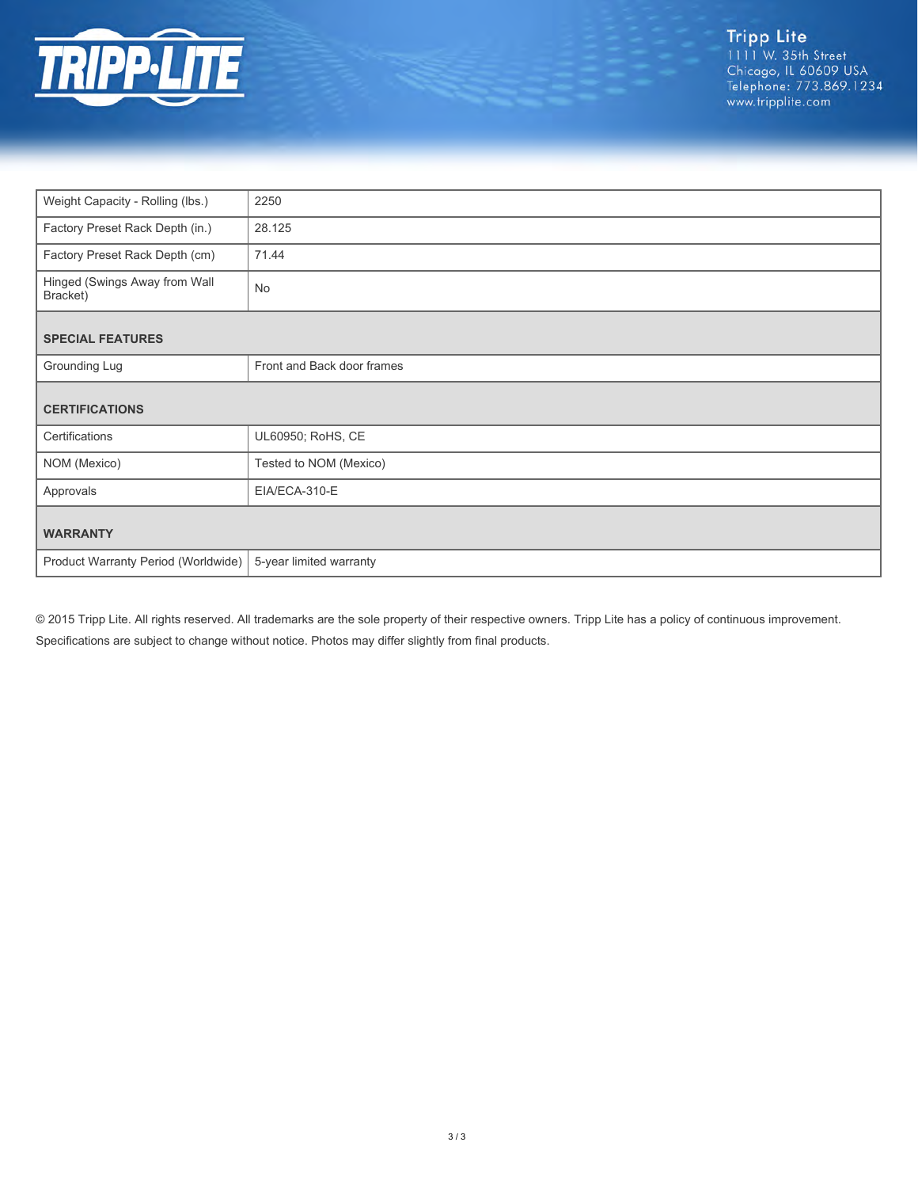| | |
|---|---|
| Weight Capacity - Rolling (lbs.) | 2250 |
| Factory Preset Rack Depth (in.) | 28.125 |
| Factory Preset Rack Depth (cm) | 71.44 |
| Hinged (Swings Away from Wall Bracket) | No |
| **SPECIAL FEATURES** | |
| Grounding Lug | Front and Back door frames |
| **CERTIFICATIONS** | |
| Certifications | UL60950; RoHS, CE |
| NOM (Mexico) | Tested to NOM (Mexico) |
| Approvals | EIA/ECA-310-E |
| **WARRANTY** | |
| Product Warranty Period (Worldwide) | 5-year limited warranty |

© 2015 Tripp Lite. All rights reserved. All trademarks are the sole property of their respective owners. Tripp Lite has a policy of continuous improvement. Specifications are subject to change without notice. Photos may differ slightly from final products.